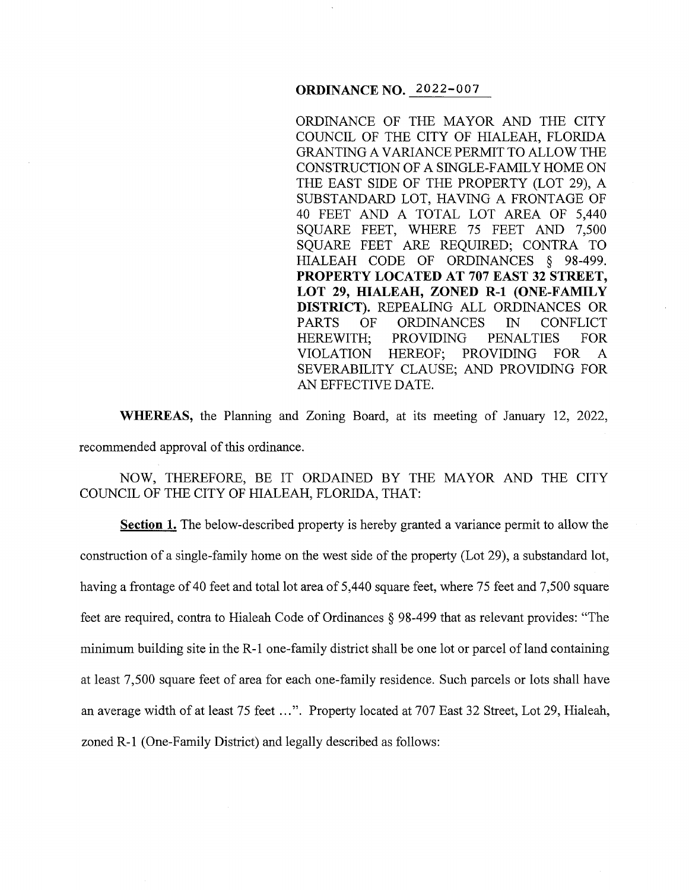**ORDINANCE NO. 2022-007**

ORDINANCE OF THE MAYOR AND THE CITY COUNCIL OF THE CITY OF HIALEAH, FLORIDA GRANTING A VARIANCE PERMIT TO ALLOW THE CONSTRUCTION OF A SINGLE-FAMILY HOME ON THE EAST SIDE OF THE PROPERTY (LOT 29), A SUBSTANDARD LOT, HAVING A FRONTAGE OF 40 FEET AND A TOTAL LOT AREA OF 5,440 SQUARE FEET, WHERE 75 FEET AND 7,500 SQUARE FEET ARE REQUIRED; CONTRA TO HIALEAH CODE OF ORDINANCES § 98-499. **PROPERTY LOCATED AT 707 EAST 32 STREET, LOT 29, HIALEAH, ZONED R-1 (ONE-FAMILY DISTRICT).** REPEALING ALL ORDINANCES OR PARTS OF ORDINANCES IN CONFLICT HEREWITH; PROVIDING PENALTIES FOR VIOLATION HEREOF; PROVIDING FOR A SEVERABILITY CLAUSE; AND PROVIDING FOR AN EFFECTIVE DATE.

**WHEREAS,** the Planning and Zoning Board, at its meeting of January 12, 2022, recommended approval of this ordinance.

NOW, THEREFORE, BE IT ORDAINED BY THE MAYOR AND THE CITY COUNCIL OF THE CITY OF HIALEAH, FLORIDA, THAT:

**Section 1.** The below-described property is hereby granted a variance permit to allow the construction of a single-family home on the west side of the property (Lot 29), a substandard lot, having a frontage of 40 feet and total lot area of 5,440 square feet, where 75 feet and 7,500 square feet are required, contra to Hialeah Code of Ordinances § 98-499 that as relevant provides: "The minimum building site in the R-1 one-family district shall be one lot or parcel of land containing at least 7,500 square feet of area for each one-family residence. Such parcels or lots shall have an average width of at least 75 feet ...". Property located at 707 East 32 Street, Lot 29, Hialeah, zoned R-1 (One-Family District) and legally described as follows: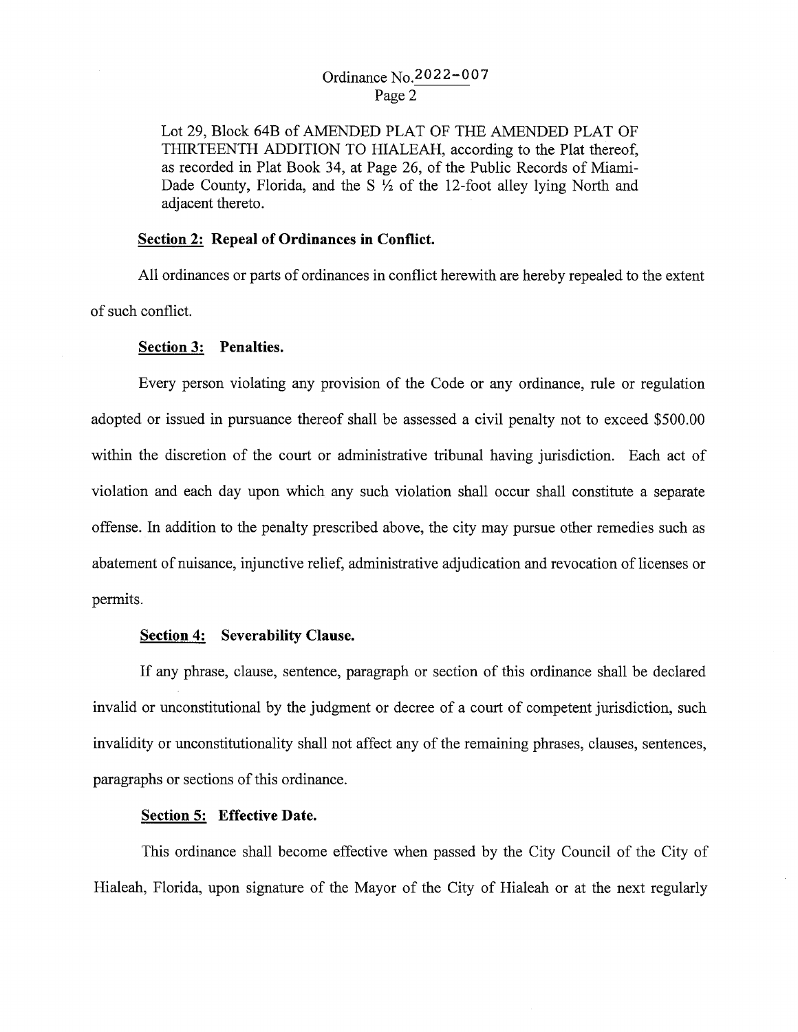Lot 29, Block 64B of AMENDED PLAT OF THE AMENDED PLAT OF THIRTEENTH ADDITION TO HIALEAH, according to the Plat thereof, as recorded in Plat Book 34, at Page 26, of the Public Records of Miami-Dade County, Florida, and the S ½ of the 12-foot alley lying North and adjacent thereto.

**Section 2: Repeal of Ordinances in Conflict.**

All ordinances or parts of ordinances in conflict herewith are hereby repealed to the extent of such conflict.

**Section 3: Penalties.**

Every person violating any provision of the Code or any ordinance, rule or regulation adopted or issued in pursuance thereof shall be assessed a civil penalty not to exceed $500.00 within the discretion of the court or administrative tribunal having jurisdiction. Each act of violation and each day upon which any such violation shall occur shall constitute a separate offense. In addition to the penalty prescribed above, the city may pursue other remedies such as abatement of nuisance, injunctive relief, administrative adjudication and revocation of licenses or permits.

**Section 4: Severability Clause.**

If any phrase, clause, sentence, paragraph or section of this ordinance shall be declared invalid or unconstitutional by the judgment or decree of a court of competent jurisdiction, such invalidity or unconstitutionality shall not affect any of the remaining phrases, clauses, sentences, paragraphs or sections of this ordinance.

**Section 5: Effective Date.**

This ordinance shall become effective when passed by the City Council of the City of Hialeah, Florida, upon signature of the Mayor of the City of Hialeah or at the next regularly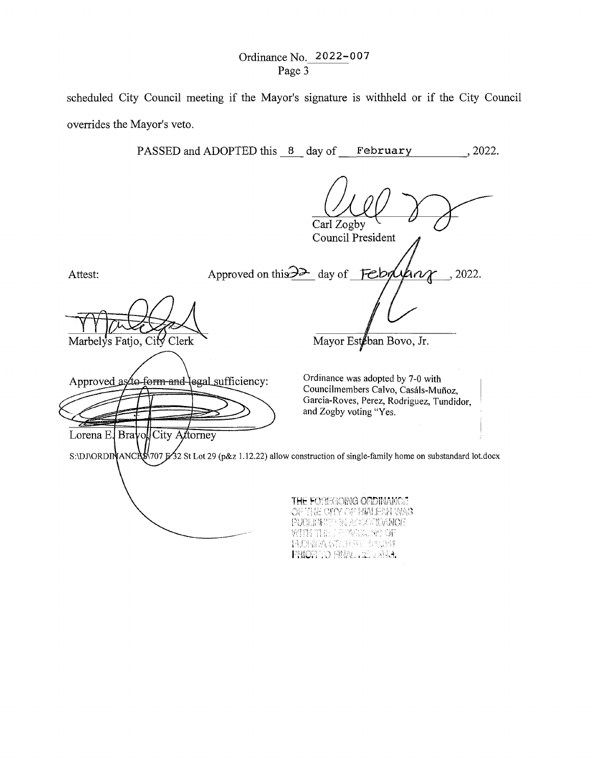Ordinance No. 2022-007

scheduled City Council meeting if the Mayor's signature is withheld or if the City Council overrides the Mayor's veto.

PASSED and ADOPTED this 8 day of February, 2022.

Carl Zogby
Council President

Attest:

Approved on this 22 day of February, 2022.

Marbelys Fatjo, City Clerk

Mayor Esteban Bovo, Jr.

Approved as to form and legal sufficiency:

Lorena E. Bravo, City Attorney

Ordinance was adopted by 7-0 with Councilmembers Calvo, Casáls-Muñoz, Garcia-Roves, Perez, Rodriguez, Tundidor, and Zogby voting "Yes.

S:\DJ\ORDINANCES\707 E 32 St Lot 29 (p&z 1.12.22) allow construction of single-family home on substandard lot.docx

THE FOREGOING ORDINANCE OF THE CITY OF HIALEAH WAS PUBLISHED IN ACCORDANCE WITH THE PROVISIONS OF FLORIDA STATUTE 166.041 PRIOR TO FINAL READING.